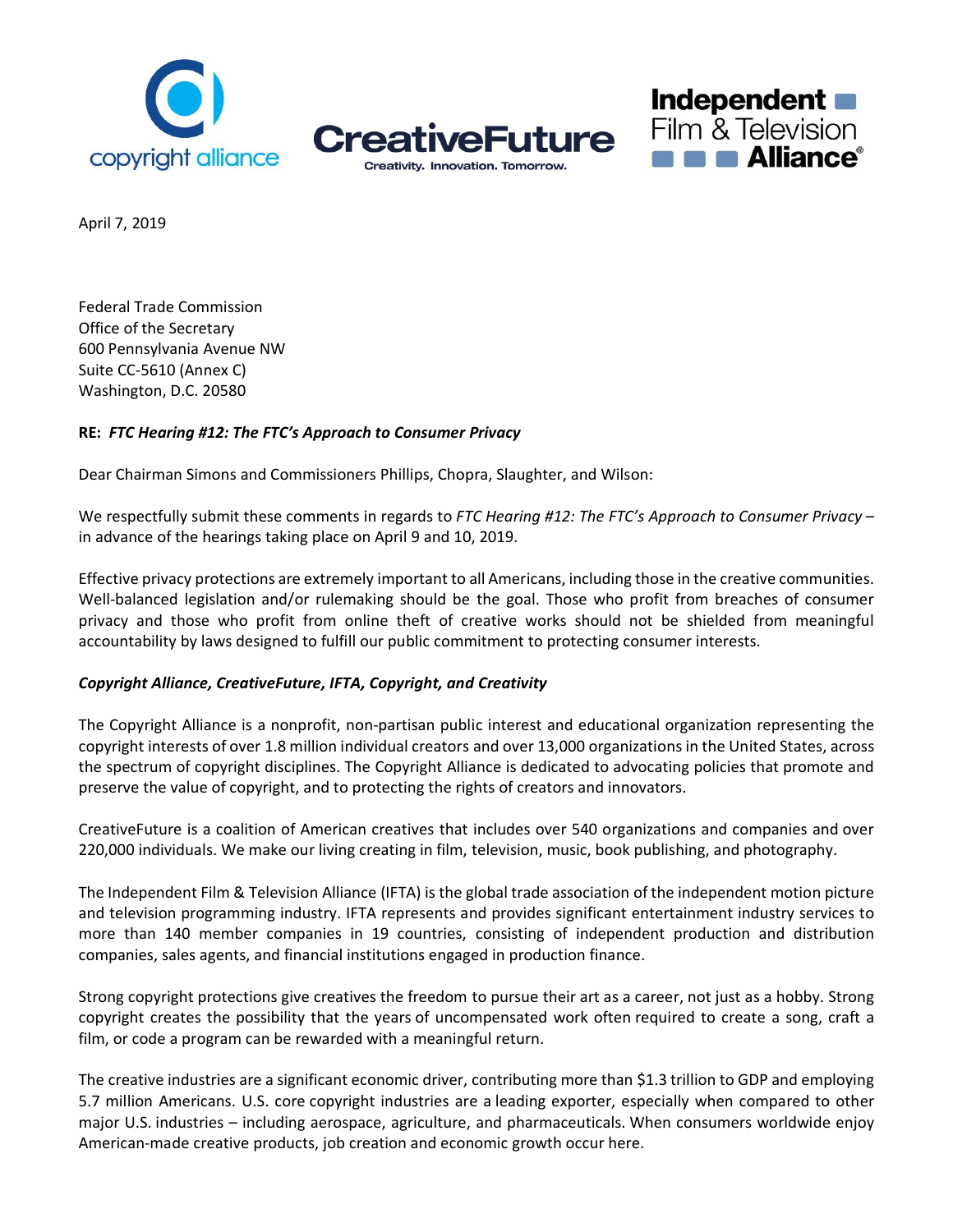copyright alliance

CreativeFuture
Creativity. Innovation. Tomorrow.

Independent Film & Television Alliance®

April 7, 2019

Federal Trade Commission
Office of the Secretary
600 Pennsylvania Avenue NW
Suite CC-5610 (Annex C)
Washington, D.C. 20580

**RE:** ***FTC Hearing #12: The FTC's Approach to Consumer Privacy***

Dear Chairman Simons and Commissioners Phillips, Chopra, Slaughter, and Wilson:

We respectfully submit these comments in regards to *FTC Hearing #12: The FTC's Approach to Consumer Privacy* – in advance of the hearings taking place on April 9 and 10, 2019.

Effective privacy protections are extremely important to all Americans, including those in the creative communities. Well-balanced legislation and/or rulemaking should be the goal. Those who profit from breaches of consumer privacy and those who profit from online theft of creative works should not be shielded from meaningful accountability by laws designed to fulfill our public commitment to protecting consumer interests.

***Copyright Alliance, CreativeFuture, IFTA, Copyright, and Creativity***

The Copyright Alliance is a nonprofit, non-partisan public interest and educational organization representing the copyright interests of over 1.8 million individual creators and over 13,000 organizations in the United States, across the spectrum of copyright disciplines. The Copyright Alliance is dedicated to advocating policies that promote and preserve the value of copyright, and to protecting the rights of creators and innovators.

CreativeFuture is a coalition of American creatives that includes over 540 organizations and companies and over 220,000 individuals. We make our living creating in film, television, music, book publishing, and photography.

The Independent Film & Television Alliance (IFTA) is the global trade association of the independent motion picture and television programming industry. IFTA represents and provides significant entertainment industry services to more than 140 member companies in 19 countries, consisting of independent production and distribution companies, sales agents, and financial institutions engaged in production finance.

Strong copyright protections give creatives the freedom to pursue their art as a career, not just as a hobby. Strong copyright creates the possibility that the years of uncompensated work often required to create a song, craft a film, or code a program can be rewarded with a meaningful return.

The creative industries are a significant economic driver, contributing more than $1.3 trillion to GDP and employing 5.7 million Americans. U.S. core copyright industries are a leading exporter, especially when compared to other major U.S. industries – including aerospace, agriculture, and pharmaceuticals. When consumers worldwide enjoy American-made creative products, job creation and economic growth occur here.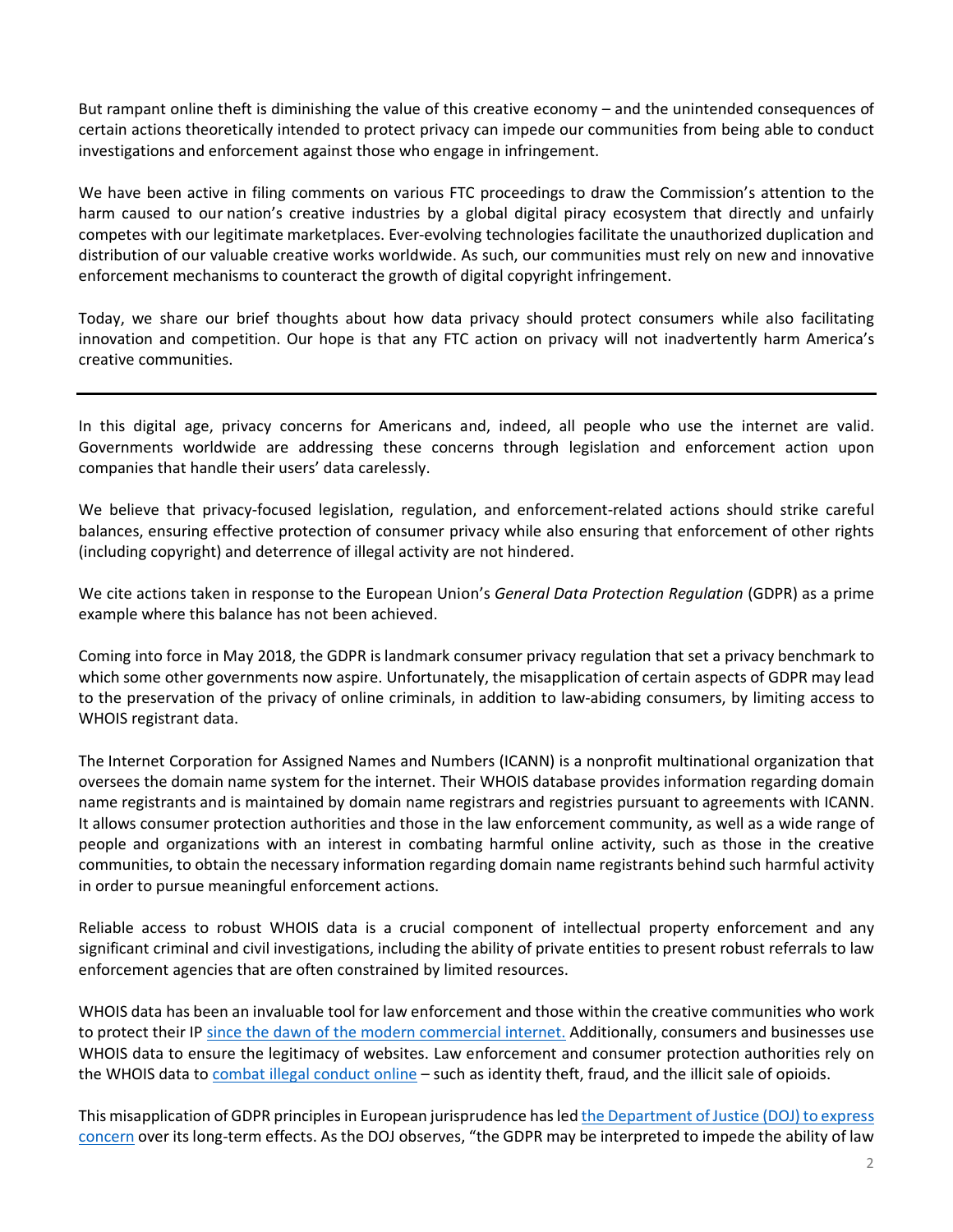But rampant online theft is diminishing the value of this creative economy – and the unintended consequences of certain actions theoretically intended to protect privacy can impede our communities from being able to conduct investigations and enforcement against those who engage in infringement.

We have been active in filing comments on various FTC proceedings to draw the Commission's attention to the harm caused to our nation's creative industries by a global digital piracy ecosystem that directly and unfairly competes with our legitimate marketplaces. Ever-evolving technologies facilitate the unauthorized duplication and distribution of our valuable creative works worldwide. As such, our communities must rely on new and innovative enforcement mechanisms to counteract the growth of digital copyright infringement.

Today, we share our brief thoughts about how data privacy should protect consumers while also facilitating innovation and competition. Our hope is that any FTC action on privacy will not inadvertently harm America's creative communities.

---

In this digital age, privacy concerns for Americans and, indeed, all people who use the internet are valid. Governments worldwide are addressing these concerns through legislation and enforcement action upon companies that handle their users' data carelessly.

We believe that privacy-focused legislation, regulation, and enforcement-related actions should strike careful balances, ensuring effective protection of consumer privacy while also ensuring that enforcement of other rights (including copyright) and deterrence of illegal activity are not hindered.

We cite actions taken in response to the European Union's *General Data Protection Regulation* (GDPR) as a prime example where this balance has not been achieved.

Coming into force in May 2018, the GDPR is landmark consumer privacy regulation that set a privacy benchmark to which some other governments now aspire. Unfortunately, the misapplication of certain aspects of GDPR may lead to the preservation of the privacy of online criminals, in addition to law-abiding consumers, by limiting access to WHOIS registrant data.

The Internet Corporation for Assigned Names and Numbers (ICANN) is a nonprofit multinational organization that oversees the domain name system for the internet. Their WHOIS database provides information regarding domain name registrants and is maintained by domain name registrars and registries pursuant to agreements with ICANN. It allows consumer protection authorities and those in the law enforcement community, as well as a wide range of people and organizations with an interest in combating harmful online activity, such as those in the creative communities, to obtain the necessary information regarding domain name registrants behind such harmful activity in order to pursue meaningful enforcement actions.

Reliable access to robust WHOIS data is a crucial component of intellectual property enforcement and any significant criminal and civil investigations, including the ability of private entities to present robust referrals to law enforcement agencies that are often constrained by limited resources.

WHOIS data has been an invaluable tool for law enforcement and those within the creative communities who work to protect their IP since the dawn of the modern commercial internet. Additionally, consumers and businesses use WHOIS data to ensure the legitimacy of websites. Law enforcement and consumer protection authorities rely on the WHOIS data to combat illegal conduct online – such as identity theft, fraud, and the illicit sale of opioids.

This misapplication of GDPR principles in European jurisprudence has led the Department of Justice (DOJ) to express concern over its long-term effects. As the DOJ observes, "the GDPR may be interpreted to impede the ability of law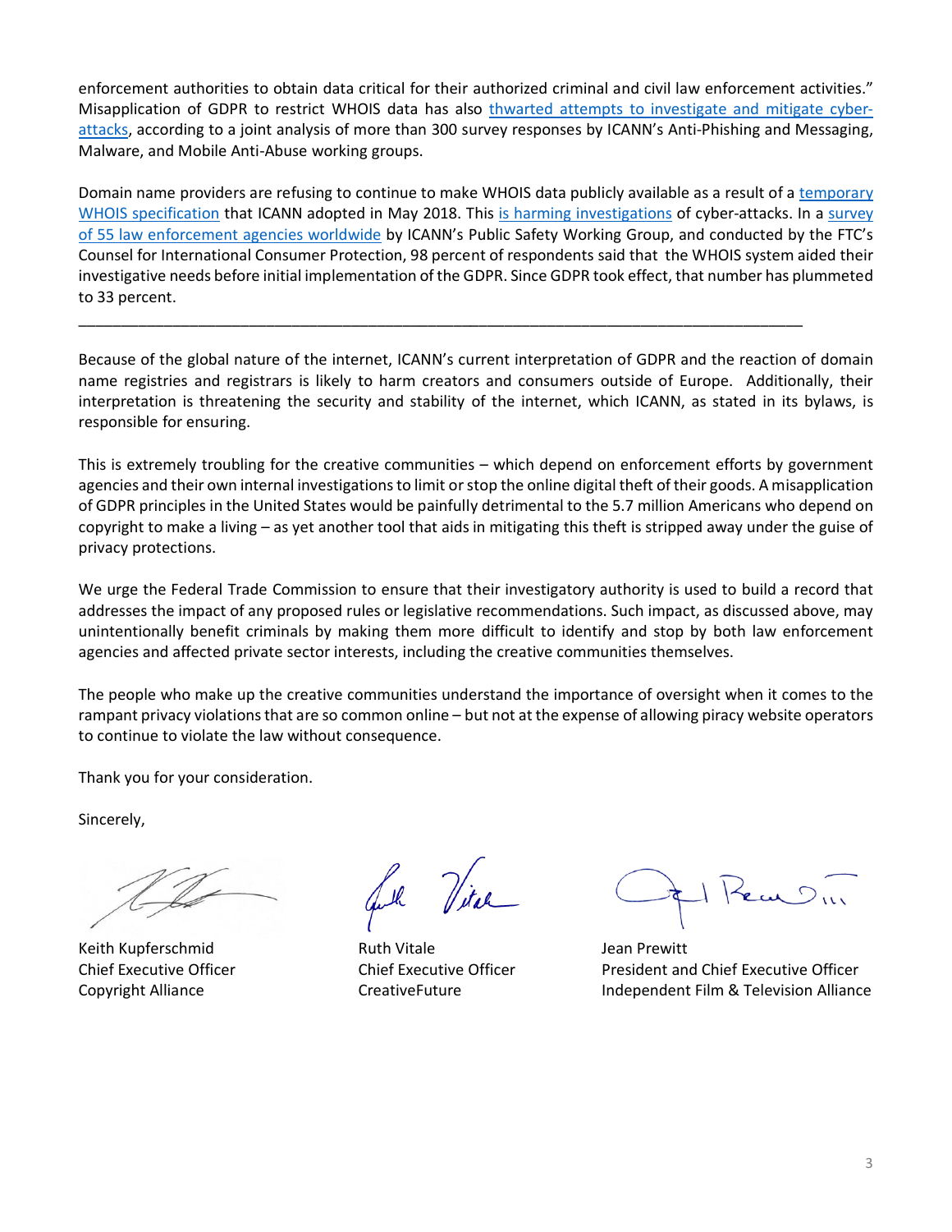enforcement authorities to obtain data critical for their authorized criminal and civil law enforcement activities." Misapplication of GDPR to restrict WHOIS data has also thwarted attempts to investigate and mitigate cyber-attacks, according to a joint analysis of more than 300 survey responses by ICANN's Anti-Phishing and Messaging, Malware, and Mobile Anti-Abuse working groups.

Domain name providers are refusing to continue to make WHOIS data publicly available as a result of a temporary WHOIS specification that ICANN adopted in May 2018. This is harming investigations of cyber-attacks. In a survey of 55 law enforcement agencies worldwide by ICANN's Public Safety Working Group, and conducted by the FTC's Counsel for International Consumer Protection, 98 percent of respondents said that the WHOIS system aided their investigative needs before initial implementation of the GDPR. Since GDPR took effect, that number has plummeted to 33 percent.

---

Because of the global nature of the internet, ICANN's current interpretation of GDPR and the reaction of domain name registries and registrars is likely to harm creators and consumers outside of Europe. Additionally, their interpretation is threatening the security and stability of the internet, which ICANN, as stated in its bylaws, is responsible for ensuring.

This is extremely troubling for the creative communities – which depend on enforcement efforts by government agencies and their own internal investigations to limit or stop the online digital theft of their goods. A misapplication of GDPR principles in the United States would be painfully detrimental to the 5.7 million Americans who depend on copyright to make a living – as yet another tool that aids in mitigating this theft is stripped away under the guise of privacy protections.

We urge the Federal Trade Commission to ensure that their investigatory authority is used to build a record that addresses the impact of any proposed rules or legislative recommendations. Such impact, as discussed above, may unintentionally benefit criminals by making them more difficult to identify and stop by both law enforcement agencies and affected private sector interests, including the creative communities themselves.

The people who make up the creative communities understand the importance of oversight when it comes to the rampant privacy violations that are so common online – but not at the expense of allowing piracy website operators to continue to violate the law without consequence.

Thank you for your consideration.

Sincerely,

Keith Kupferschmid
Chief Executive Officer
Copyright Alliance

Ruth Vitale
Chief Executive Officer
CreativeFuture

Jean Prewitt
President and Chief Executive Officer
Independent Film & Television Alliance